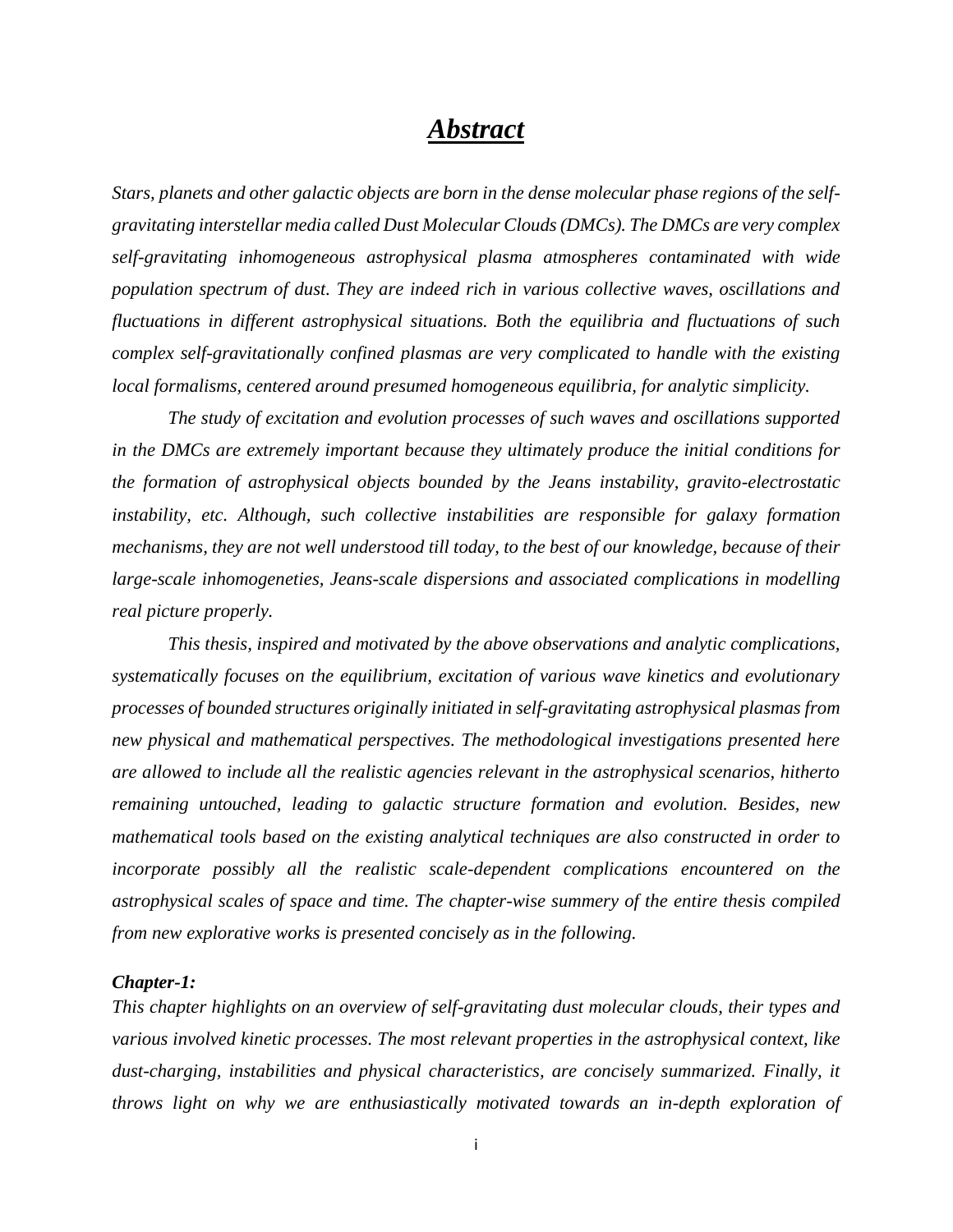# *Abstract*

*Stars, planets and other galactic objects are born in the dense molecular phase regions of the self-gravitating interstellar media called Dust Molecular Clouds (DMCs). The DMCs are very complex self-gravitating inhomogeneous astrophysical plasma atmospheres contaminated with wide population spectrum of dust. They are indeed rich in various collective waves, oscillations and fluctuations in different astrophysical situations. Both the equilibria and fluctuations of such complex self-gravitationally confined plasmas are very complicated to handle with the existing local formalisms, centered around presumed homogeneous equilibria, for analytic simplicity.*

*The study of excitation and evolution processes of such waves and oscillations supported in the DMCs are extremely important because they ultimately produce the initial conditions for the formation of astrophysical objects bounded by the Jeans instability, gravito-electrostatic instability, etc. Although, such collective instabilities are responsible for galaxy formation mechanisms, they are not well understood till today, to the best of our knowledge, because of their large-scale inhomogeneties, Jeans-scale dispersions and associated complications in modelling real picture properly.*

*This thesis, inspired and motivated by the above observations and analytic complications, systematically focuses on the equilibrium, excitation of various wave kinetics and evolutionary processes of bounded structures originally initiated in self-gravitating astrophysical plasmas from new physical and mathematical perspectives. The methodological investigations presented here are allowed to include all the realistic agencies relevant in the astrophysical scenarios, hitherto remaining untouched, leading to galactic structure formation and evolution. Besides, new mathematical tools based on the existing analytical techniques are also constructed in order to incorporate possibly all the realistic scale-dependent complications encountered on the astrophysical scales of space and time. The chapter-wise summery of the entire thesis compiled from new explorative works is presented concisely as in the following.*

***Chapter-1:***

*This chapter highlights on an overview of self-gravitating dust molecular clouds, their types and various involved kinetic processes. The most relevant properties in the astrophysical context, like dust-charging, instabilities and physical characteristics, are concisely summarized. Finally, it throws light on why we are enthusiastically motivated towards an in-depth exploration of*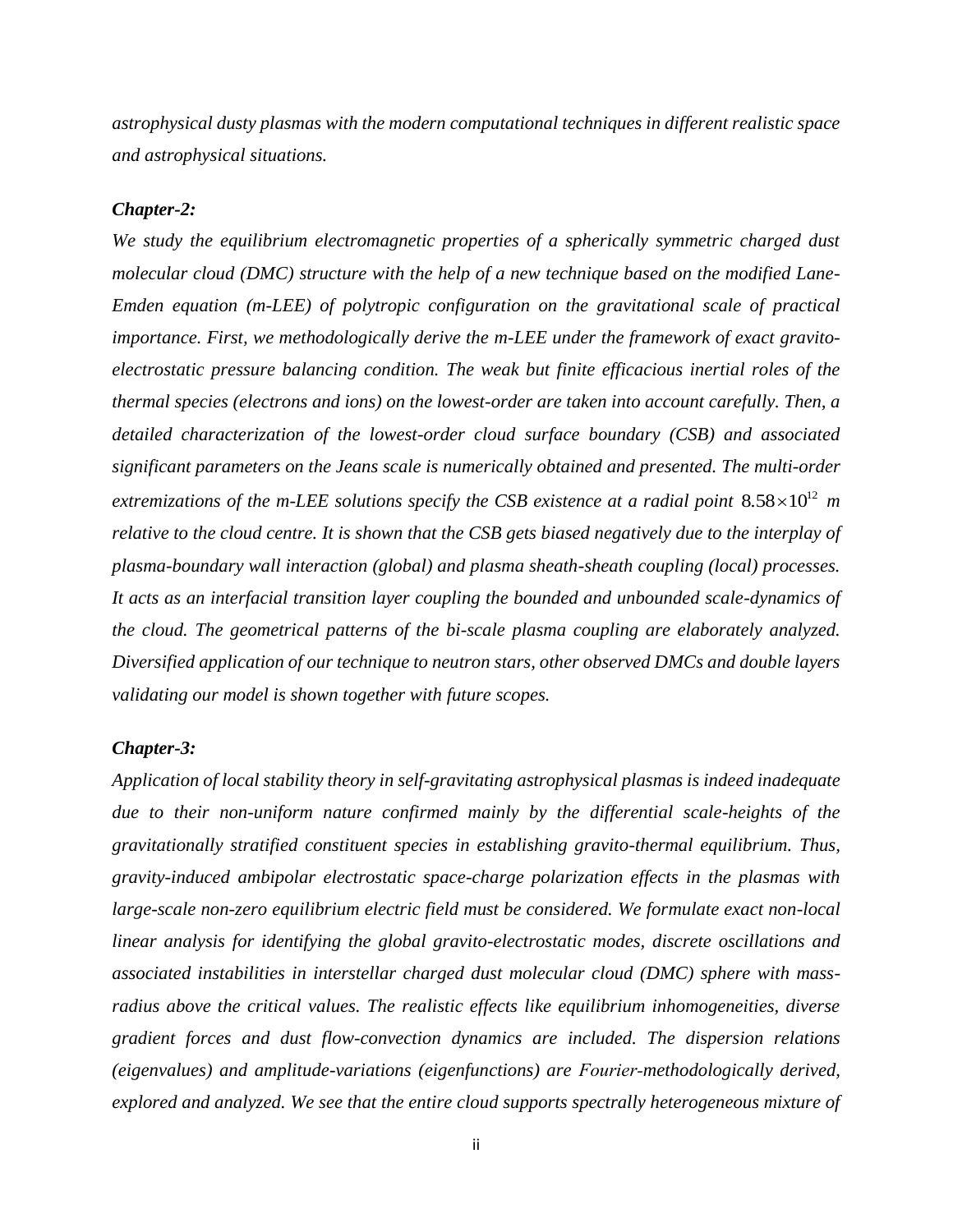*astrophysical dusty plasmas with the modern computational techniques in different realistic space and astrophysical situations.*

***Chapter-2:***

*We study the equilibrium electromagnetic properties of a spherically symmetric charged dust molecular cloud (DMC) structure with the help of a new technique based on the modified Lane-Emden equation (m-LEE) of polytropic configuration on the gravitational scale of practical importance. First, we methodologically derive the m-LEE under the framework of exact gravito-electrostatic pressure balancing condition. The weak but finite efficacious inertial roles of the thermal species (electrons and ions) on the lowest-order are taken into account carefully. Then, a detailed characterization of the lowest-order cloud surface boundary (CSB) and associated significant parameters on the Jeans scale is numerically obtained and presented. The multi-order extremizations of the m-LEE solutions specify the CSB existence at a radial point $8.58\times10^{12}$ m relative to the cloud centre. It is shown that the CSB gets biased negatively due to the interplay of plasma-boundary wall interaction (global) and plasma sheath-sheath coupling (local) processes. It acts as an interfacial transition layer coupling the bounded and unbounded scale-dynamics of the cloud. The geometrical patterns of the bi-scale plasma coupling are elaborately analyzed. Diversified application of our technique to neutron stars, other observed DMCs and double layers validating our model is shown together with future scopes.*

***Chapter-3:***

*Application of local stability theory in self-gravitating astrophysical plasmas is indeed inadequate due to their non-uniform nature confirmed mainly by the differential scale-heights of the gravitationally stratified constituent species in establishing gravito-thermal equilibrium. Thus, gravity-induced ambipolar electrostatic space-charge polarization effects in the plasmas with large-scale non-zero equilibrium electric field must be considered. We formulate exact non-local linear analysis for identifying the global gravito-electrostatic modes, discrete oscillations and associated instabilities in interstellar charged dust molecular cloud (DMC) sphere with mass-radius above the critical values. The realistic effects like equilibrium inhomogeneities, diverse gradient forces and dust flow-convection dynamics are included. The dispersion relations (eigenvalues) and amplitude-variations (eigenfunctions) are Fourier-methodologically derived, explored and analyzed. We see that the entire cloud supports spectrally heterogeneous mixture of*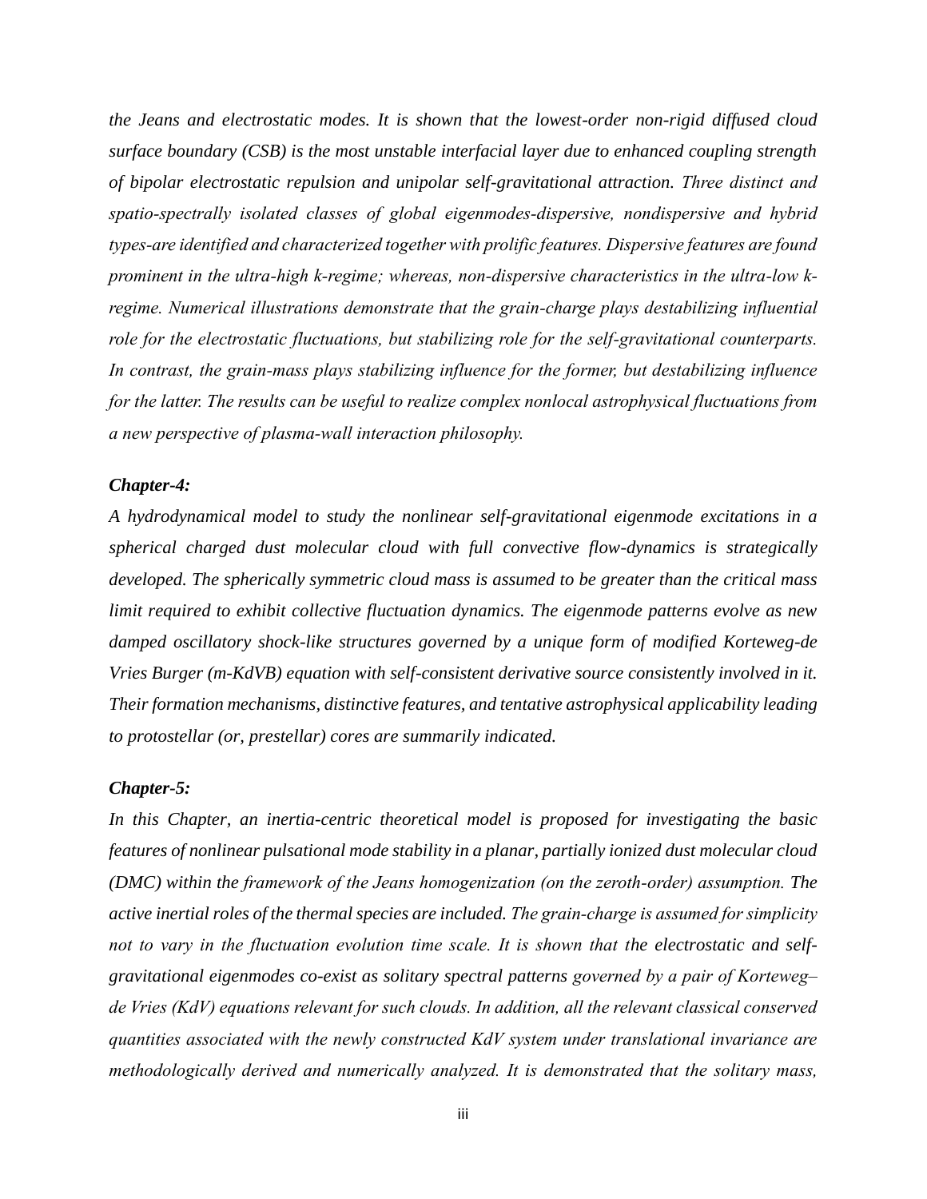*the Jeans and electrostatic modes. It is shown that the lowest-order non-rigid diffused cloud surface boundary (CSB) is the most unstable interfacial layer due to enhanced coupling strength of bipolar electrostatic repulsion and unipolar self-gravitational attraction. Three distinct and spatio-spectrally isolated classes of global eigenmodes-dispersive, nondispersive and hybrid types-are identified and characterized together with prolific features. Dispersive features are found prominent in the ultra-high k-regime; whereas, non-dispersive characteristics in the ultra-low k-regime. Numerical illustrations demonstrate that the grain-charge plays destabilizing influential role for the electrostatic fluctuations, but stabilizing role for the self-gravitational counterparts. In contrast, the grain-mass plays stabilizing influence for the former, but destabilizing influence for the latter. The results can be useful to realize complex nonlocal astrophysical fluctuations from a new perspective of plasma-wall interaction philosophy.*

***Chapter-4:***

*A hydrodynamical model to study the nonlinear self-gravitational eigenmode excitations in a spherical charged dust molecular cloud with full convective flow-dynamics is strategically developed. The spherically symmetric cloud mass is assumed to be greater than the critical mass limit required to exhibit collective fluctuation dynamics. The eigenmode patterns evolve as new damped oscillatory shock-like structures governed by a unique form of modified Korteweg-de Vries Burger (m-KdVB) equation with self-consistent derivative source consistently involved in it. Their formation mechanisms, distinctive features, and tentative astrophysical applicability leading to protostellar (or, prestellar) cores are summarily indicated.*

***Chapter-5:***

*In this Chapter, an inertia-centric theoretical model is proposed for investigating the basic features of nonlinear pulsational mode stability in a planar, partially ionized dust molecular cloud (DMC) within the framework of the Jeans homogenization (on the zeroth-order) assumption. The active inertial roles of the thermal species are included. The grain-charge is assumed for simplicity not to vary in the fluctuation evolution time scale. It is shown that the electrostatic and self-gravitational eigenmodes co-exist as solitary spectral patterns governed by a pair of Korteweg–de Vries (KdV) equations relevant for such clouds. In addition, all the relevant classical conserved quantities associated with the newly constructed KdV system under translational invariance are methodologically derived and numerically analyzed. It is demonstrated that the solitary mass,*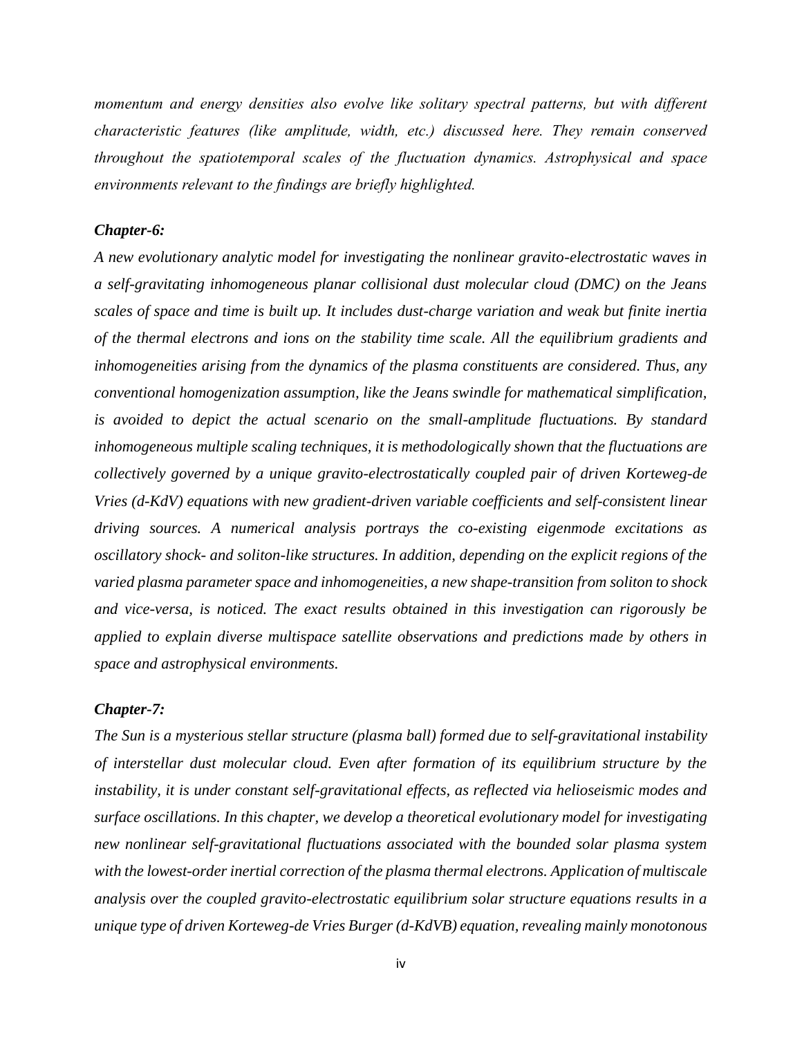*momentum and energy densities also evolve like solitary spectral patterns, but with different characteristic features (like amplitude, width, etc.) discussed here. They remain conserved throughout the spatiotemporal scales of the fluctuation dynamics. Astrophysical and space environments relevant to the findings are briefly highlighted.*

### *Chapter-6:*

*A new evolutionary analytic model for investigating the nonlinear gravito-electrostatic waves in a self-gravitating inhomogeneous planar collisional dust molecular cloud (DMC) on the Jeans scales of space and time is built up. It includes dust-charge variation and weak but finite inertia of the thermal electrons and ions on the stability time scale. All the equilibrium gradients and inhomogeneities arising from the dynamics of the plasma constituents are considered. Thus, any conventional homogenization assumption, like the Jeans swindle for mathematical simplification, is avoided to depict the actual scenario on the small-amplitude fluctuations. By standard inhomogeneous multiple scaling techniques, it is methodologically shown that the fluctuations are collectively governed by a unique gravito-electrostatically coupled pair of driven Korteweg-de Vries (d-KdV) equations with new gradient-driven variable coefficients and self-consistent linear driving sources. A numerical analysis portrays the co-existing eigenmode excitations as oscillatory shock- and soliton-like structures. In addition, depending on the explicit regions of the varied plasma parameter space and inhomogeneities, a new shape-transition from soliton to shock and vice-versa, is noticed. The exact results obtained in this investigation can rigorously be applied to explain diverse multispace satellite observations and predictions made by others in space and astrophysical environments.*

### *Chapter-7:*

*The Sun is a mysterious stellar structure (plasma ball) formed due to self-gravitational instability of interstellar dust molecular cloud. Even after formation of its equilibrium structure by the instability, it is under constant self-gravitational effects, as reflected via helioseismic modes and surface oscillations. In this chapter, we develop a theoretical evolutionary model for investigating new nonlinear self-gravitational fluctuations associated with the bounded solar plasma system with the lowest-order inertial correction of the plasma thermal electrons. Application of multiscale analysis over the coupled gravito-electrostatic equilibrium solar structure equations results in a unique type of driven Korteweg-de Vries Burger (d-KdVB) equation, revealing mainly monotonous*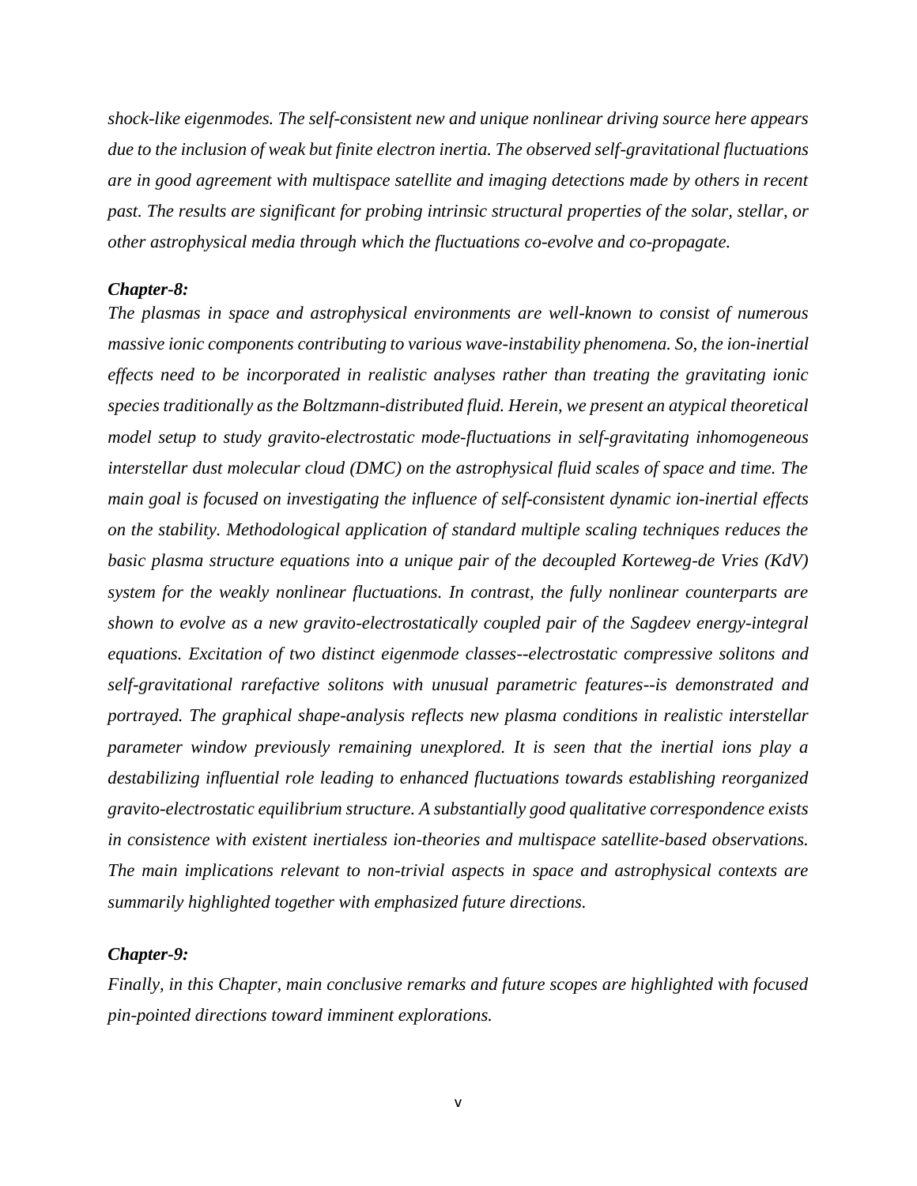*shock-like eigenmodes. The self-consistent new and unique nonlinear driving source here appears due to the inclusion of weak but finite electron inertia. The observed self-gravitational fluctuations are in good agreement with multispace satellite and imaging detections made by others in recent past. The results are significant for probing intrinsic structural properties of the solar, stellar, or other astrophysical media through which the fluctuations co-evolve and co-propagate.*

***Chapter-8:***

*The plasmas in space and astrophysical environments are well-known to consist of numerous massive ionic components contributing to various wave-instability phenomena. So, the ion-inertial effects need to be incorporated in realistic analyses rather than treating the gravitating ionic species traditionally as the Boltzmann-distributed fluid. Herein, we present an atypical theoretical model setup to study gravito-electrostatic mode-fluctuations in self-gravitating inhomogeneous interstellar dust molecular cloud (DMC) on the astrophysical fluid scales of space and time. The main goal is focused on investigating the influence of self-consistent dynamic ion-inertial effects on the stability. Methodological application of standard multiple scaling techniques reduces the basic plasma structure equations into a unique pair of the decoupled Korteweg-de Vries (KdV) system for the weakly nonlinear fluctuations. In contrast, the fully nonlinear counterparts are shown to evolve as a new gravito-electrostatically coupled pair of the Sagdeev energy-integral equations. Excitation of two distinct eigenmode classes--electrostatic compressive solitons and self-gravitational rarefactive solitons with unusual parametric features--is demonstrated and portrayed. The graphical shape-analysis reflects new plasma conditions in realistic interstellar parameter window previously remaining unexplored. It is seen that the inertial ions play a destabilizing influential role leading to enhanced fluctuations towards establishing reorganized gravito-electrostatic equilibrium structure. A substantially good qualitative correspondence exists in consistence with existent inertialess ion-theories and multispace satellite-based observations. The main implications relevant to non-trivial aspects in space and astrophysical contexts are summarily highlighted together with emphasized future directions.*

***Chapter-9:***

*Finally, in this Chapter, main conclusive remarks and future scopes are highlighted with focused pin-pointed directions toward imminent explorations.*